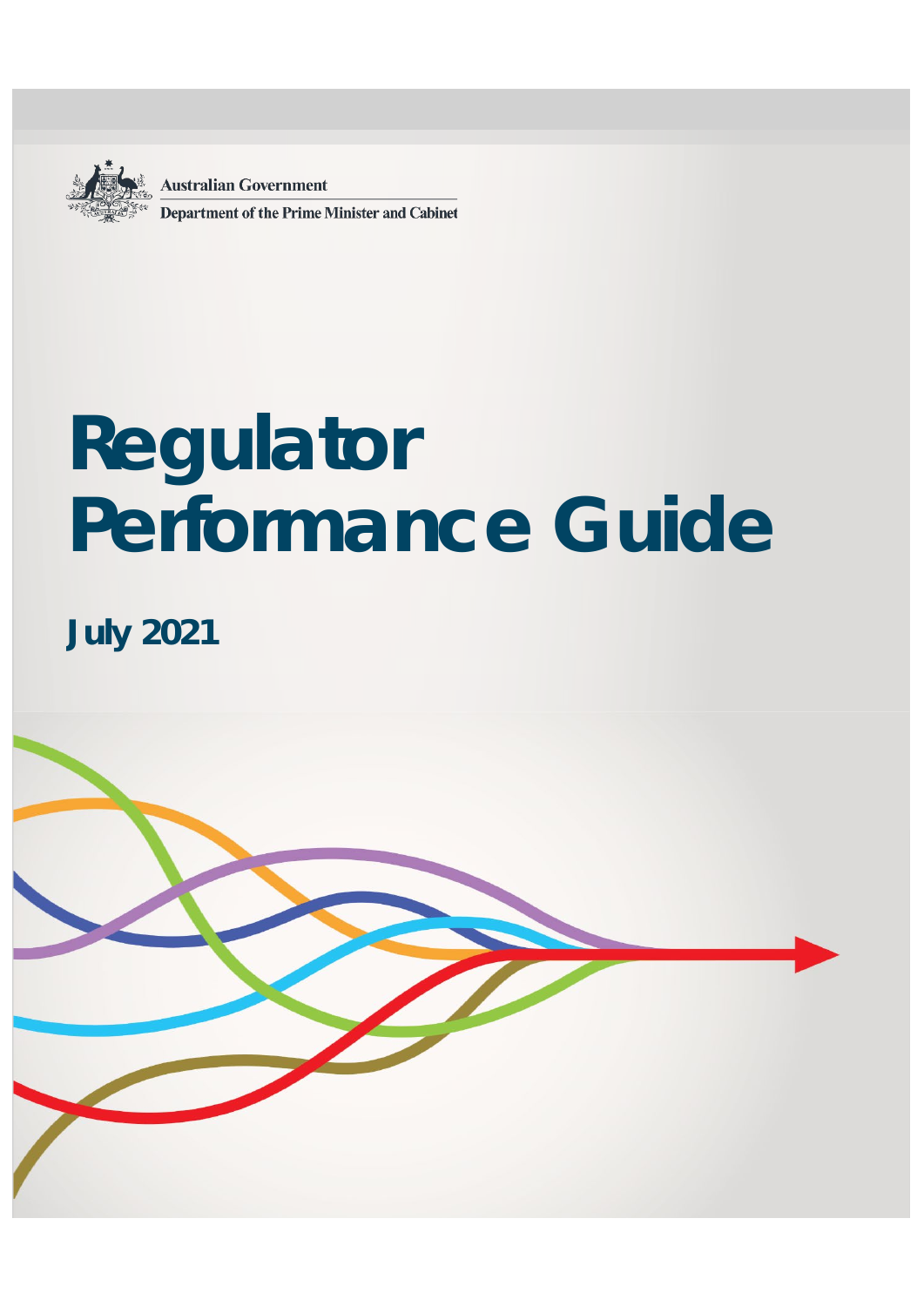Australian Government

Department of the Prime Minister and Cabinet

# Regulator Performance Guide

## July 2021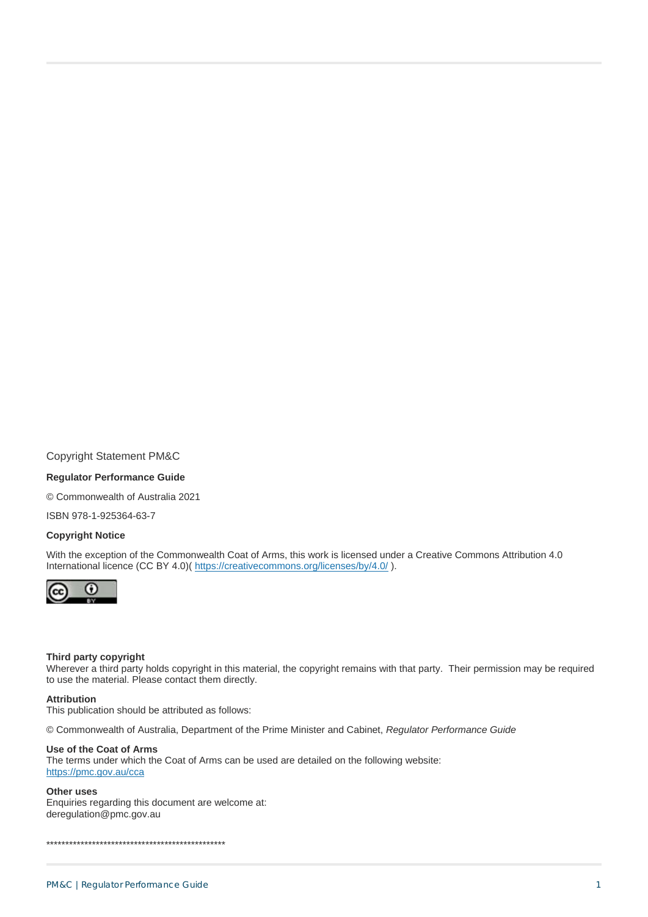Copyright Statement PM&C

**Regulator Performance Guide**

© Commonwealth of Australia 2021

ISBN 978-1-925364-63-7

**Copyright Notice**

With the exception of the Commonwealth Coat of Arms, this work is licensed under a Creative Commons Attribution 4.0 International licence (CC BY 4.0)( https://creativecommons.org/licenses/by/4.0/ ).

**Third party copyright**
Wherever a third party holds copyright in this material, the copyright remains with that party. Their permission may be required to use the material. Please contact them directly.

**Attribution**
This publication should be attributed as follows:

© Commonwealth of Australia, Department of the Prime Minister and Cabinet, *Regulator Performance Guide*

**Use of the Coat of Arms**
The terms under which the Coat of Arms can be used are detailed on the following website:
https://pmc.gov.au/cca

**Other uses**
Enquiries regarding this document are welcome at:
deregulation@pmc.gov.au

************************************************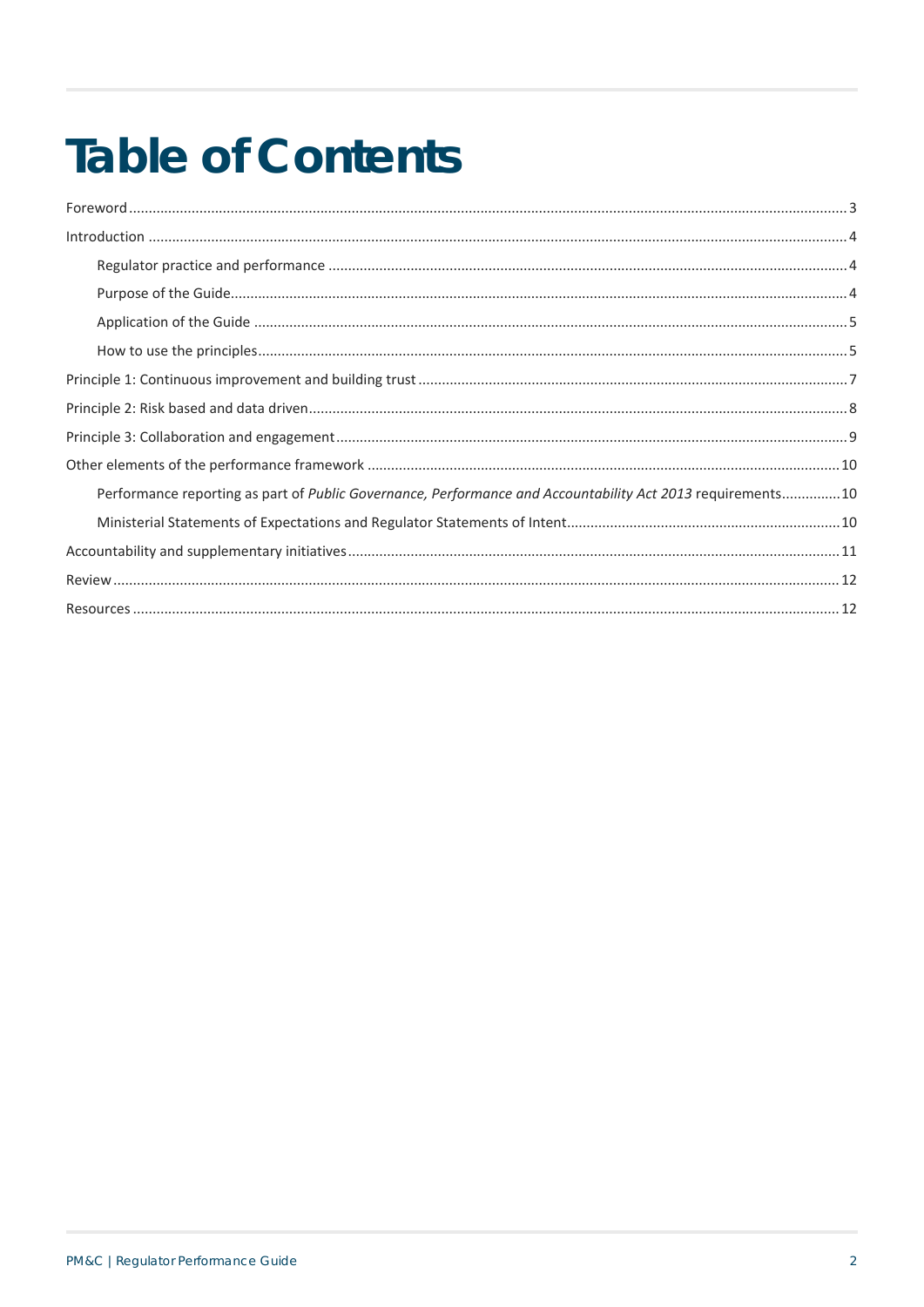# Table of Contents

Foreword ... 3

Introduction ... 4

- Regulator practice and performance ... 4
- Purpose of the Guide ... 4
- Application of the Guide ... 5
- How to use the principles ... 5

Principle 1: Continuous improvement and building trust ... 7

Principle 2: Risk based and data driven ... 8

Principle 3: Collaboration and engagement ... 9

Other elements of the performance framework ... 10

- Performance reporting as part of *Public Governance, Performance and Accountability Act 2013* requirements ... 10
- Ministerial Statements of Expectations and Regulator Statements of Intent ... 10

Accountability and supplementary initiatives ... 11

Review ... 12

Resources ... 12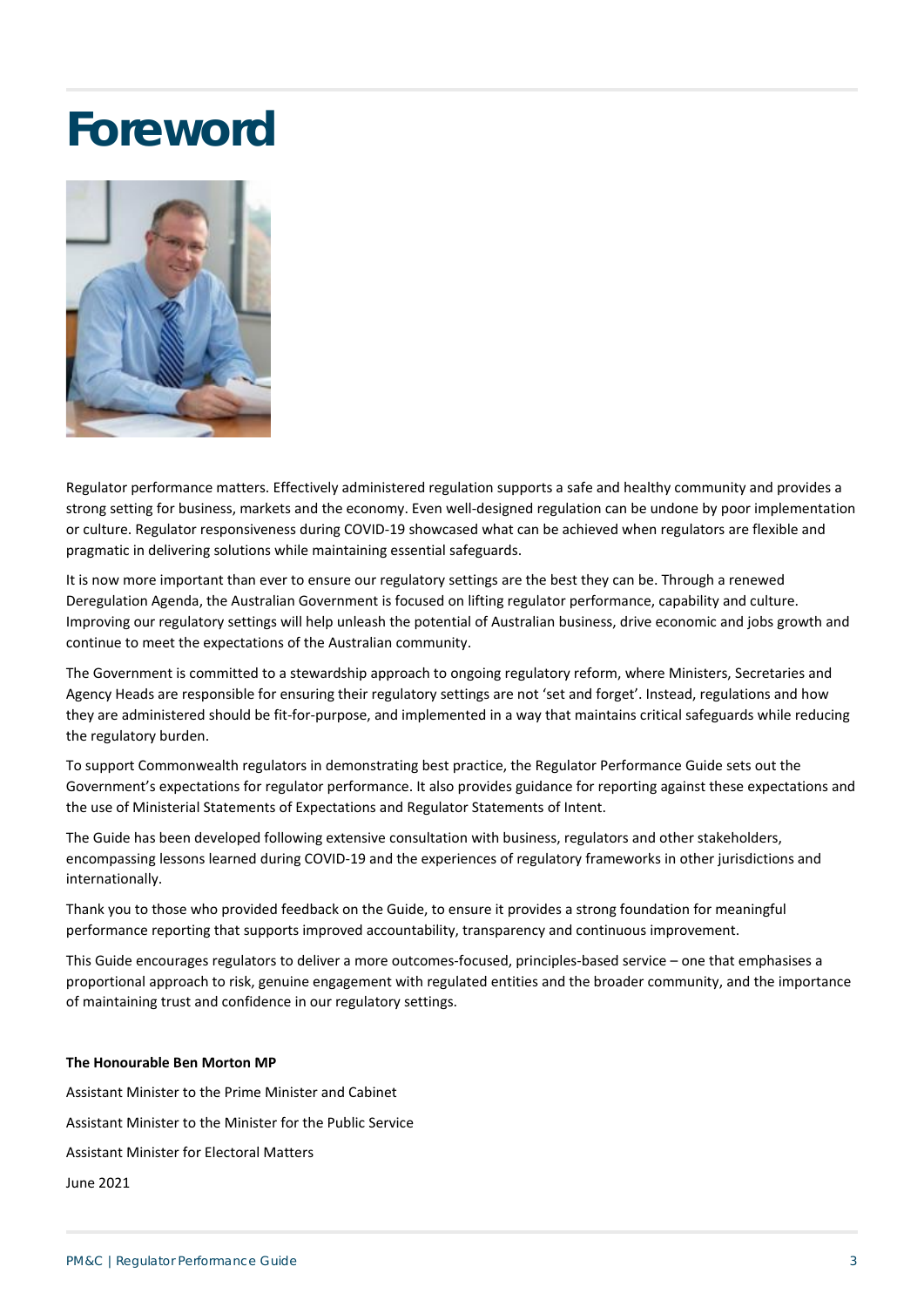# Foreword

Regulator performance matters. Effectively administered regulation supports a safe and healthy community and provides a strong setting for business, markets and the economy. Even well-designed regulation can be undone by poor implementation or culture. Regulator responsiveness during COVID-19 showcased what can be achieved when regulators are flexible and pragmatic in delivering solutions while maintaining essential safeguards.

It is now more important than ever to ensure our regulatory settings are the best they can be. Through a renewed Deregulation Agenda, the Australian Government is focused on lifting regulator performance, capability and culture. Improving our regulatory settings will help unleash the potential of Australian business, drive economic and jobs growth and continue to meet the expectations of the Australian community.

The Government is committed to a stewardship approach to ongoing regulatory reform, where Ministers, Secretaries and Agency Heads are responsible for ensuring their regulatory settings are not 'set and forget'. Instead, regulations and how they are administered should be fit-for-purpose, and implemented in a way that maintains critical safeguards while reducing the regulatory burden.

To support Commonwealth regulators in demonstrating best practice, the Regulator Performance Guide sets out the Government's expectations for regulator performance. It also provides guidance for reporting against these expectations and the use of Ministerial Statements of Expectations and Regulator Statements of Intent.

The Guide has been developed following extensive consultation with business, regulators and other stakeholders, encompassing lessons learned during COVID-19 and the experiences of regulatory frameworks in other jurisdictions and internationally.

Thank you to those who provided feedback on the Guide, to ensure it provides a strong foundation for meaningful performance reporting that supports improved accountability, transparency and continuous improvement.

This Guide encourages regulators to deliver a more outcomes-focused, principles-based service – one that emphasises a proportional approach to risk, genuine engagement with regulated entities and the broader community, and the importance of maintaining trust and confidence in our regulatory settings.

**The Honourable Ben Morton MP**

Assistant Minister to the Prime Minister and Cabinet

Assistant Minister to the Minister for the Public Service

Assistant Minister for Electoral Matters

June 2021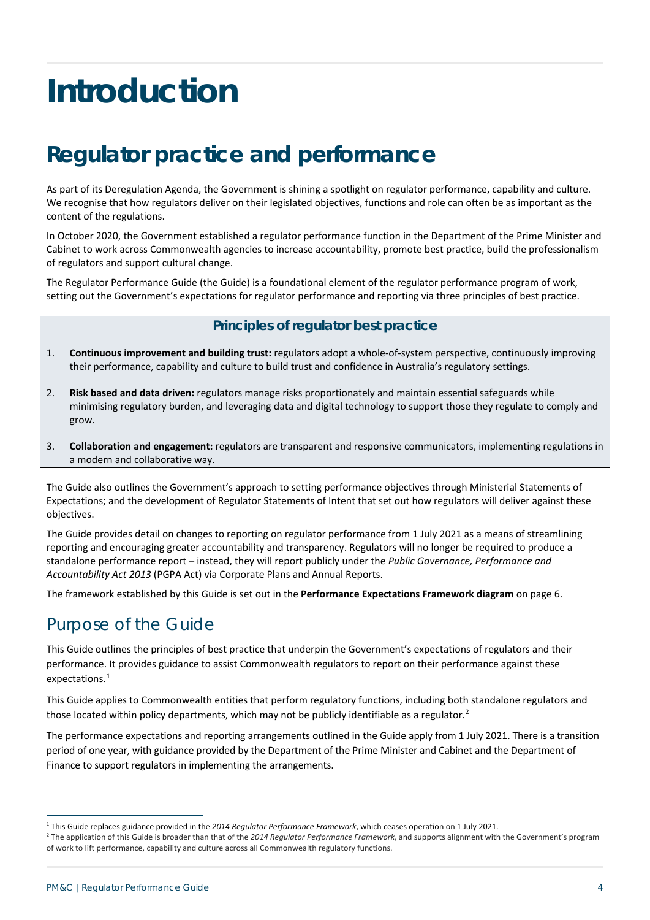# Introduction

## Regulator practice and performance

As part of its Deregulation Agenda, the Government is shining a spotlight on regulator performance, capability and culture. We recognise that how regulators deliver on their legislated objectives, functions and role can often be as important as the content of the regulations.

In October 2020, the Government established a regulator performance function in the Department of the Prime Minister and Cabinet to work across Commonwealth agencies to increase accountability, promote best practice, build the professionalism of regulators and support cultural change.

The Regulator Performance Guide (the Guide) is a foundational element of the regulator performance program of work, setting out the Government's expectations for regulator performance and reporting via three principles of best practice.

**Principles of regulator best practice**

1. **Continuous improvement and building trust:** regulators adopt a whole-of-system perspective, continuously improving their performance, capability and culture to build trust and confidence in Australia's regulatory settings.
2. **Risk based and data driven:** regulators manage risks proportionately and maintain essential safeguards while minimising regulatory burden, and leveraging data and digital technology to support those they regulate to comply and grow.
3. **Collaboration and engagement:** regulators are transparent and responsive communicators, implementing regulations in a modern and collaborative way.

The Guide also outlines the Government's approach to setting performance objectives through Ministerial Statements of Expectations; and the development of Regulator Statements of Intent that set out how regulators will deliver against these objectives.

The Guide provides detail on changes to reporting on regulator performance from 1 July 2021 as a means of streamlining reporting and encouraging greater accountability and transparency. Regulators will no longer be required to produce a standalone performance report – instead, they will report publicly under the *Public Governance, Performance and Accountability Act 2013* (PGPA Act) via Corporate Plans and Annual Reports.

The framework established by this Guide is set out in the **Performance Expectations Framework diagram** on page 6.

### Purpose of the Guide

This Guide outlines the principles of best practice that underpin the Government's expectations of regulators and their performance. It provides guidance to assist Commonwealth regulators to report on their performance against these expectations.[1]

This Guide applies to Commonwealth entities that perform regulatory functions, including both standalone regulators and those located within policy departments, which may not be publicly identifiable as a regulator.[2]

The performance expectations and reporting arrangements outlined in the Guide apply from 1 July 2021. There is a transition period of one year, with guidance provided by the Department of the Prime Minister and Cabinet and the Department of Finance to support regulators in implementing the arrangements.

[1] This Guide replaces guidance provided in the *2014 Regulator Performance Framework*, which ceases operation on 1 July 2021.

[2] The application of this Guide is broader than that of the *2014 Regulator Performance Framework*, and supports alignment with the Government's program of work to lift performance, capability and culture across all Commonwealth regulatory functions.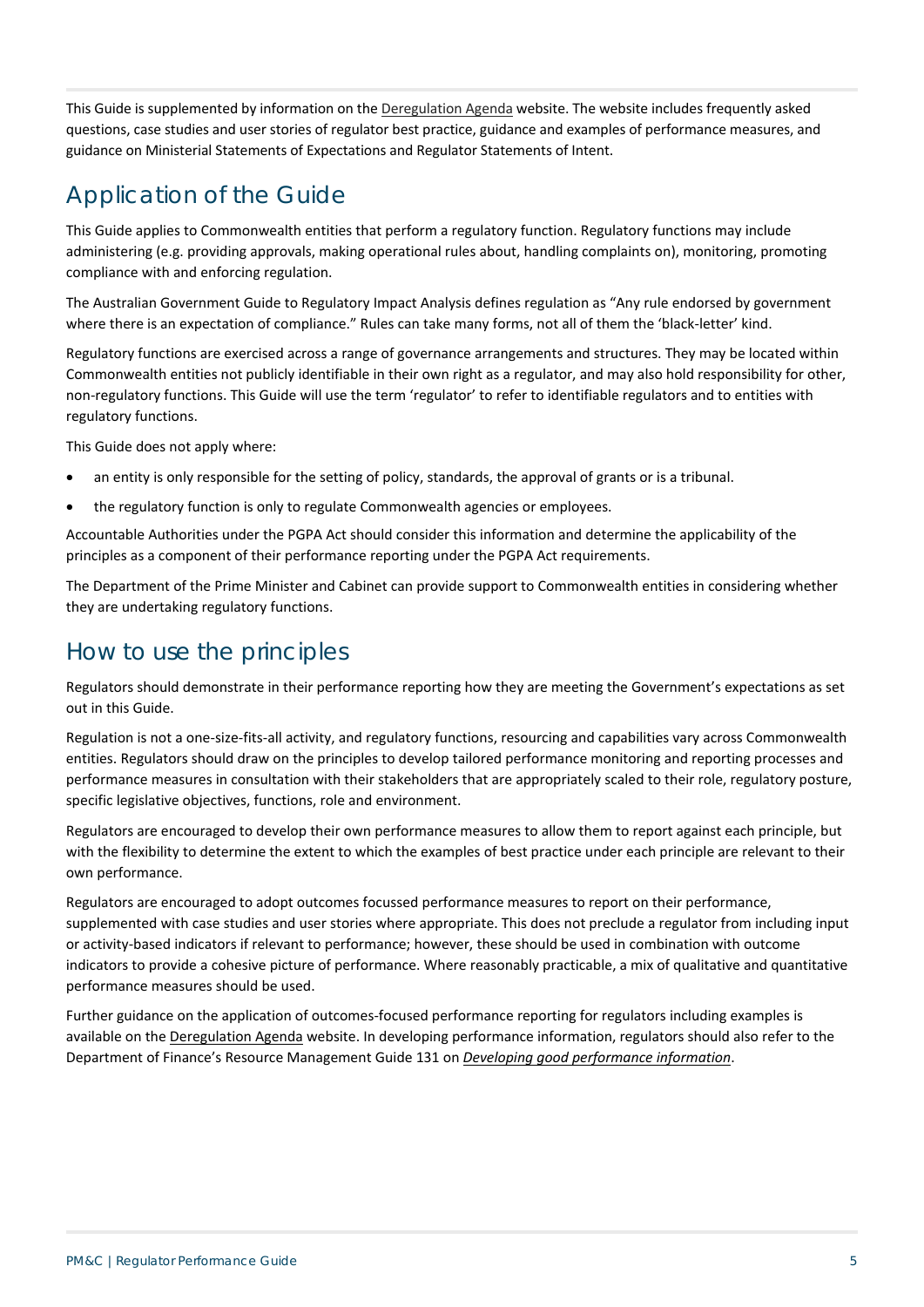This Guide is supplemented by information on the Deregulation Agenda website. The website includes frequently asked questions, case studies and user stories of regulator best practice, guidance and examples of performance measures, and guidance on Ministerial Statements of Expectations and Regulator Statements of Intent.

## Application of the Guide

This Guide applies to Commonwealth entities that perform a regulatory function. Regulatory functions may include administering (e.g. providing approvals, making operational rules about, handling complaints on), monitoring, promoting compliance with and enforcing regulation.

The Australian Government Guide to Regulatory Impact Analysis defines regulation as "Any rule endorsed by government where there is an expectation of compliance." Rules can take many forms, not all of them the 'black-letter' kind.

Regulatory functions are exercised across a range of governance arrangements and structures. They may be located within Commonwealth entities not publicly identifiable in their own right as a regulator, and may also hold responsibility for other, non-regulatory functions. This Guide will use the term 'regulator' to refer to identifiable regulators and to entities with regulatory functions.

This Guide does not apply where:

- an entity is only responsible for the setting of policy, standards, the approval of grants or is a tribunal.
- the regulatory function is only to regulate Commonwealth agencies or employees.

Accountable Authorities under the PGPA Act should consider this information and determine the applicability of the principles as a component of their performance reporting under the PGPA Act requirements.

The Department of the Prime Minister and Cabinet can provide support to Commonwealth entities in considering whether they are undertaking regulatory functions.

## How to use the principles

Regulators should demonstrate in their performance reporting how they are meeting the Government's expectations as set out in this Guide.

Regulation is not a one-size-fits-all activity, and regulatory functions, resourcing and capabilities vary across Commonwealth entities. Regulators should draw on the principles to develop tailored performance monitoring and reporting processes and performance measures in consultation with their stakeholders that are appropriately scaled to their role, regulatory posture, specific legislative objectives, functions, role and environment.

Regulators are encouraged to develop their own performance measures to allow them to report against each principle, but with the flexibility to determine the extent to which the examples of best practice under each principle are relevant to their own performance.

Regulators are encouraged to adopt outcomes focussed performance measures to report on their performance, supplemented with case studies and user stories where appropriate. This does not preclude a regulator from including input or activity-based indicators if relevant to performance; however, these should be used in combination with outcome indicators to provide a cohesive picture of performance. Where reasonably practicable, a mix of qualitative and quantitative performance measures should be used.

Further guidance on the application of outcomes-focused performance reporting for regulators including examples is available on the Deregulation Agenda website. In developing performance information, regulators should also refer to the Department of Finance's Resource Management Guide 131 on ***Developing good performance information***.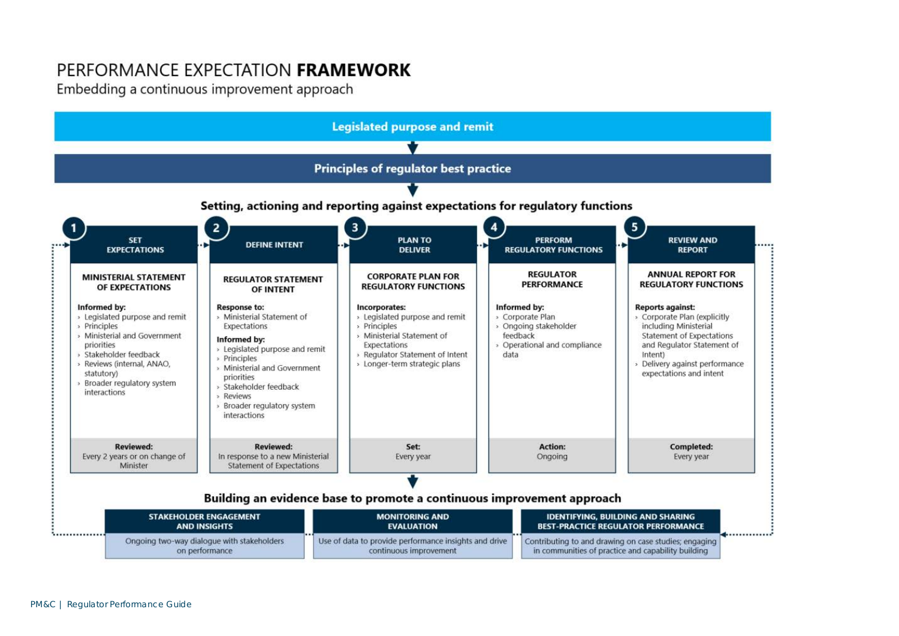# PERFORMANCE EXPECTATION **FRAMEWORK**

Embedding a continuous improvement approach

**Legislated purpose and remit**

**Principles of regulator best practice**

**Setting, actioning and reporting against expectations for regulatory functions**

## 1 SET EXPECTATIONS

### MINISTERIAL STATEMENT OF EXPECTATIONS

**Informed by:**

- Legislated purpose and remit
- Principles
- Ministerial and Government priorities
- Stakeholder feedback
- Reviews (internal, ANAO, statutory)
- Broader regulatory system interactions

**Reviewed:** Every 2 years or on change of Minister

## 2 DEFINE INTENT

### REGULATOR STATEMENT OF INTENT

**Response to:**

- Ministerial Statement of Expectations

**Informed by:**

- Legislated purpose and remit
- Principles
- Ministerial and Government priorities
- Stakeholder feedback
- Reviews
- Broader regulatory system interactions

**Reviewed:** In response to a new Ministerial Statement of Expectations

## 3 PLAN TO DELIVER

### CORPORATE PLAN FOR REGULATORY FUNCTIONS

**Incorporates:**

- Legislated purpose and remit
- Principles
- Ministerial Statement of Expectations
- Regulator Statement of Intent
- Longer-term strategic plans

**Set:** Every year

## 4 PERFORM REGULATORY FUNCTIONS

### REGULATOR PERFORMANCE

**Informed by:**

- Corporate Plan
- Ongoing stakeholder feedback
- Operational and compliance data

**Action:** Ongoing

## 5 REVIEW AND REPORT

### ANNUAL REPORT FOR REGULATORY FUNCTIONS

**Reports against:**

- Corporate Plan (explicitly including Ministerial Statement of Expectations and Regulator Statement of Intent)
- Delivery against performance expectations and intent

**Completed:** Every year

**Building an evidence base to promote a continuous improvement approach**

| STAKEHOLDER ENGAGEMENT AND INSIGHTS | MONITORING AND EVALUATION | IDENTIFYING, BUILDING AND SHARING BEST-PRACTICE REGULATOR PERFORMANCE |
|---|---|---|
| Ongoing two-way dialogue with stakeholders on performance | Use of data to provide performance insights and drive continuous improvement | Contributing to and drawing on case studies; engaging in communities of practice and capability building |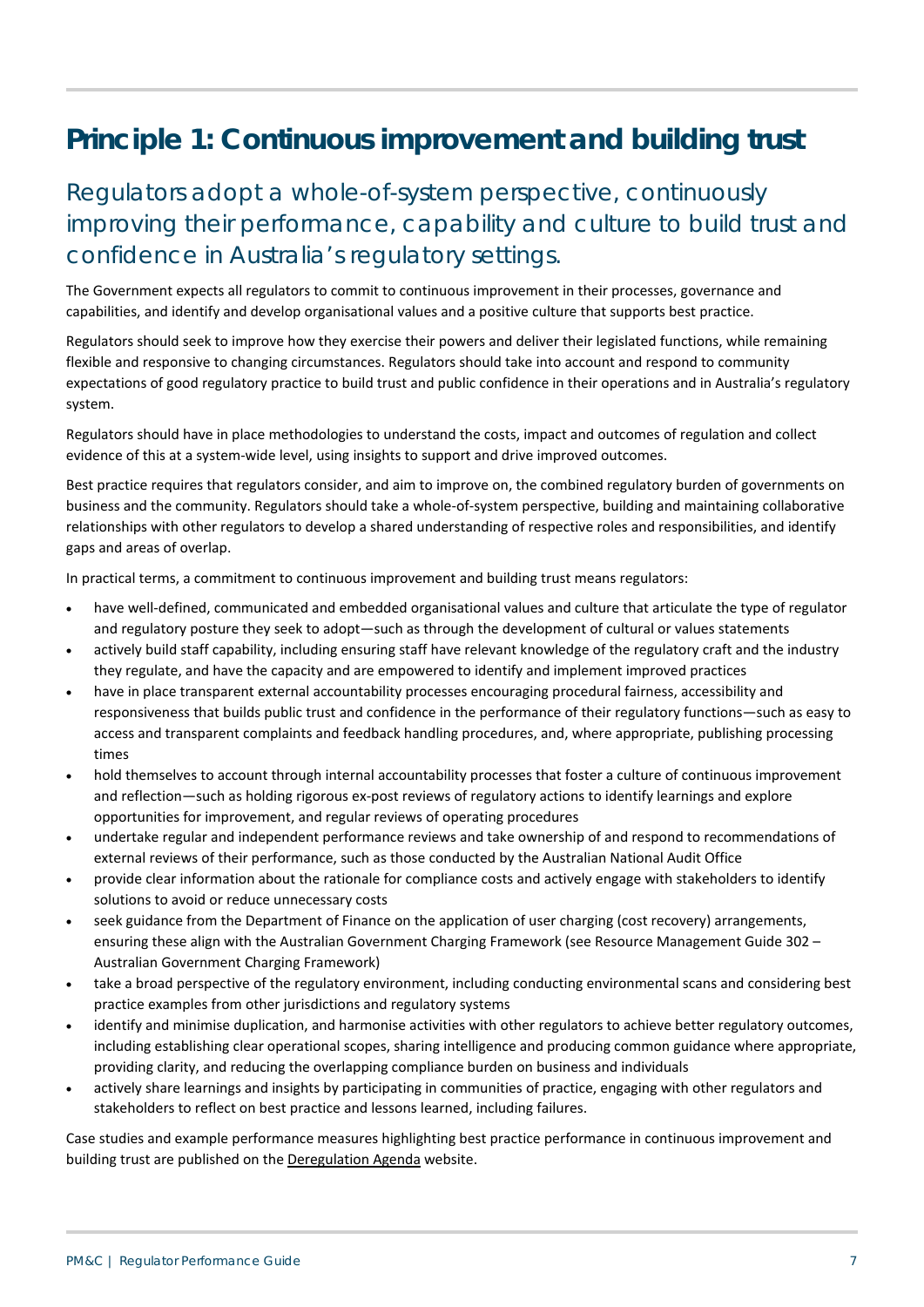# Principle 1: Continuous improvement and building trust

## Regulators adopt a whole-of-system perspective, continuously improving their performance, capability and culture to build trust and confidence in Australia's regulatory settings.

The Government expects all regulators to commit to continuous improvement in their processes, governance and capabilities, and identify and develop organisational values and a positive culture that supports best practice.

Regulators should seek to improve how they exercise their powers and deliver their legislated functions, while remaining flexible and responsive to changing circumstances. Regulators should take into account and respond to community expectations of good regulatory practice to build trust and public confidence in their operations and in Australia's regulatory system.

Regulators should have in place methodologies to understand the costs, impact and outcomes of regulation and collect evidence of this at a system-wide level, using insights to support and drive improved outcomes.

Best practice requires that regulators consider, and aim to improve on, the combined regulatory burden of governments on business and the community. Regulators should take a whole-of-system perspective, building and maintaining collaborative relationships with other regulators to develop a shared understanding of respective roles and responsibilities, and identify gaps and areas of overlap.

In practical terms, a commitment to continuous improvement and building trust means regulators:

- have well-defined, communicated and embedded organisational values and culture that articulate the type of regulator and regulatory posture they seek to adopt—such as through the development of cultural or values statements
- actively build staff capability, including ensuring staff have relevant knowledge of the regulatory craft and the industry they regulate, and have the capacity and are empowered to identify and implement improved practices
- have in place transparent external accountability processes encouraging procedural fairness, accessibility and responsiveness that builds public trust and confidence in the performance of their regulatory functions—such as easy to access and transparent complaints and feedback handling procedures, and, where appropriate, publishing processing times
- hold themselves to account through internal accountability processes that foster a culture of continuous improvement and reflection—such as holding rigorous ex-post reviews of regulatory actions to identify learnings and explore opportunities for improvement, and regular reviews of operating procedures
- undertake regular and independent performance reviews and take ownership of and respond to recommendations of external reviews of their performance, such as those conducted by the Australian National Audit Office
- provide clear information about the rationale for compliance costs and actively engage with stakeholders to identify solutions to avoid or reduce unnecessary costs
- seek guidance from the Department of Finance on the application of user charging (cost recovery) arrangements, ensuring these align with the Australian Government Charging Framework (see Resource Management Guide 302 – Australian Government Charging Framework)
- take a broad perspective of the regulatory environment, including conducting environmental scans and considering best practice examples from other jurisdictions and regulatory systems
- identify and minimise duplication, and harmonise activities with other regulators to achieve better regulatory outcomes, including establishing clear operational scopes, sharing intelligence and producing common guidance where appropriate, providing clarity, and reducing the overlapping compliance burden on business and individuals
- actively share learnings and insights by participating in communities of practice, engaging with other regulators and stakeholders to reflect on best practice and lessons learned, including failures.

Case studies and example performance measures highlighting best practice performance in continuous improvement and building trust are published on the Deregulation Agenda website.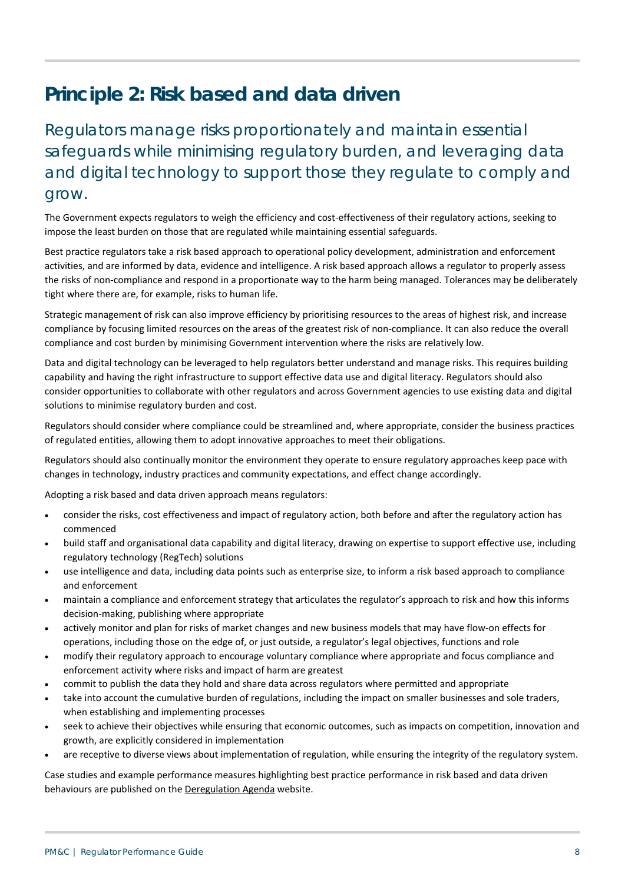# Principle 2: Risk based and data driven

## Regulators manage risks proportionately and maintain essential safeguards while minimising regulatory burden, and leveraging data and digital technology to support those they regulate to comply and grow.

The Government expects regulators to weigh the efficiency and cost-effectiveness of their regulatory actions, seeking to impose the least burden on those that are regulated while maintaining essential safeguards.

Best practice regulators take a risk based approach to operational policy development, administration and enforcement activities, and are informed by data, evidence and intelligence. A risk based approach allows a regulator to properly assess the risks of non-compliance and respond in a proportionate way to the harm being managed. Tolerances may be deliberately tight where there are, for example, risks to human life.

Strategic management of risk can also improve efficiency by prioritising resources to the areas of highest risk, and increase compliance by focusing limited resources on the areas of the greatest risk of non-compliance. It can also reduce the overall compliance and cost burden by minimising Government intervention where the risks are relatively low.

Data and digital technology can be leveraged to help regulators better understand and manage risks. This requires building capability and having the right infrastructure to support effective data use and digital literacy. Regulators should also consider opportunities to collaborate with other regulators and across Government agencies to use existing data and digital solutions to minimise regulatory burden and cost.

Regulators should consider where compliance could be streamlined and, where appropriate, consider the business practices of regulated entities, allowing them to adopt innovative approaches to meet their obligations.

Regulators should also continually monitor the environment they operate to ensure regulatory approaches keep pace with changes in technology, industry practices and community expectations, and effect change accordingly.

Adopting a risk based and data driven approach means regulators:

- consider the risks, cost effectiveness and impact of regulatory action, both before and after the regulatory action has commenced
- build staff and organisational data capability and digital literacy, drawing on expertise to support effective use, including regulatory technology (RegTech) solutions
- use intelligence and data, including data points such as enterprise size, to inform a risk based approach to compliance and enforcement
- maintain a compliance and enforcement strategy that articulates the regulator's approach to risk and how this informs decision-making, publishing where appropriate
- actively monitor and plan for risks of market changes and new business models that may have flow-on effects for operations, including those on the edge of, or just outside, a regulator's legal objectives, functions and role
- modify their regulatory approach to encourage voluntary compliance where appropriate and focus compliance and enforcement activity where risks and impact of harm are greatest
- commit to publish the data they hold and share data across regulators where permitted and appropriate
- take into account the cumulative burden of regulations, including the impact on smaller businesses and sole traders, when establishing and implementing processes
- seek to achieve their objectives while ensuring that economic outcomes, such as impacts on competition, innovation and growth, are explicitly considered in implementation
- are receptive to diverse views about implementation of regulation, while ensuring the integrity of the regulatory system.

Case studies and example performance measures highlighting best practice performance in risk based and data driven behaviours are published on the Deregulation Agenda website.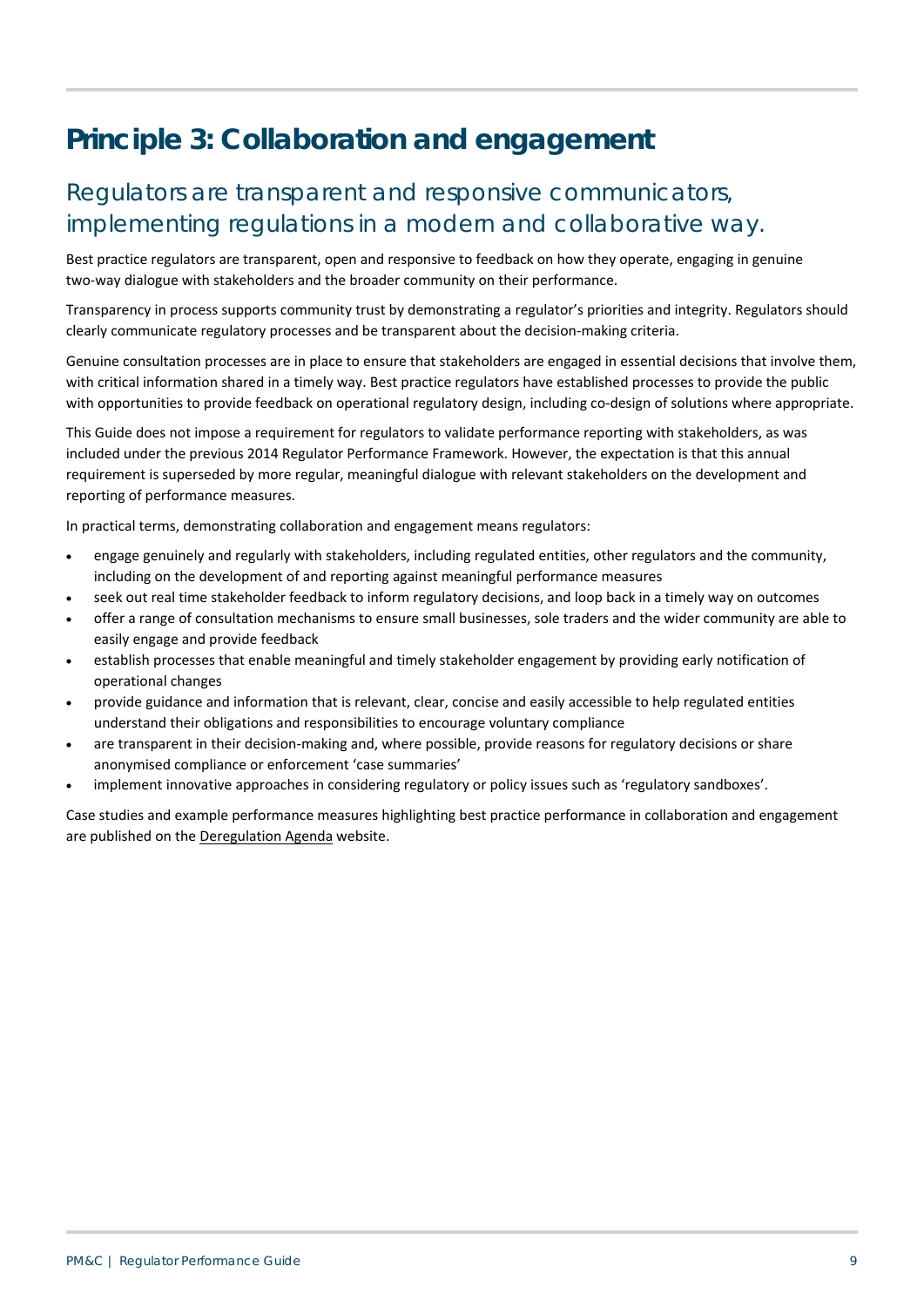# Principle 3: Collaboration and engagement

## Regulators are transparent and responsive communicators, implementing regulations in a modern and collaborative way.

Best practice regulators are transparent, open and responsive to feedback on how they operate, engaging in genuine two-way dialogue with stakeholders and the broader community on their performance.

Transparency in process supports community trust by demonstrating a regulator's priorities and integrity. Regulators should clearly communicate regulatory processes and be transparent about the decision-making criteria.

Genuine consultation processes are in place to ensure that stakeholders are engaged in essential decisions that involve them, with critical information shared in a timely way. Best practice regulators have established processes to provide the public with opportunities to provide feedback on operational regulatory design, including co-design of solutions where appropriate.

This Guide does not impose a requirement for regulators to validate performance reporting with stakeholders, as was included under the previous 2014 Regulator Performance Framework. However, the expectation is that this annual requirement is superseded by more regular, meaningful dialogue with relevant stakeholders on the development and reporting of performance measures.

In practical terms, demonstrating collaboration and engagement means regulators:

- engage genuinely and regularly with stakeholders, including regulated entities, other regulators and the community, including on the development of and reporting against meaningful performance measures
- seek out real time stakeholder feedback to inform regulatory decisions, and loop back in a timely way on outcomes
- offer a range of consultation mechanisms to ensure small businesses, sole traders and the wider community are able to easily engage and provide feedback
- establish processes that enable meaningful and timely stakeholder engagement by providing early notification of operational changes
- provide guidance and information that is relevant, clear, concise and easily accessible to help regulated entities understand their obligations and responsibilities to encourage voluntary compliance
- are transparent in their decision-making and, where possible, provide reasons for regulatory decisions or share anonymised compliance or enforcement 'case summaries'
- implement innovative approaches in considering regulatory or policy issues such as 'regulatory sandboxes'.

Case studies and example performance measures highlighting best practice performance in collaboration and engagement are published on the Deregulation Agenda website.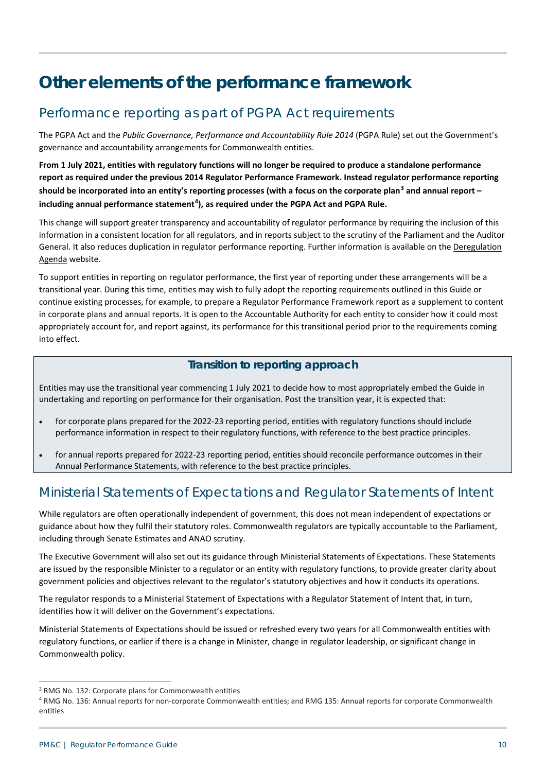# Other elements of the performance framework

## Performance reporting as part of PGPA Act requirements

The PGPA Act and the *Public Governance, Performance and Accountability Rule 2014* (PGPA Rule) set out the Government's governance and accountability arrangements for Commonwealth entities.

**From 1 July 2021, entities with regulatory functions will no longer be required to produce a standalone performance report as required under the previous 2014 Regulator Performance Framework. Instead regulator performance reporting should be incorporated into an entity's reporting processes (with a focus on the corporate plan[3] and annual report – including annual performance statement[4]), as required under the PGPA Act and PGPA Rule.**

This change will support greater transparency and accountability of regulator performance by requiring the inclusion of this information in a consistent location for all regulators, and in reports subject to the scrutiny of the Parliament and the Auditor General. It also reduces duplication in regulator performance reporting. Further information is available on the Deregulation Agenda website.

To support entities in reporting on regulator performance, the first year of reporting under these arrangements will be a transitional year. During this time, entities may wish to fully adopt the reporting requirements outlined in this Guide or continue existing processes, for example, to prepare a Regulator Performance Framework report as a supplement to content in corporate plans and annual reports. It is open to the Accountable Authority for each entity to consider how it could most appropriately account for, and report against, its performance for this transitional period prior to the requirements coming into effect.

### Transition to reporting approach

Entities may use the transitional year commencing 1 July 2021 to decide how to most appropriately embed the Guide in undertaking and reporting on performance for their organisation. Post the transition year, it is expected that:

- for corporate plans prepared for the 2022-23 reporting period, entities with regulatory functions should include performance information in respect to their regulatory functions, with reference to the best practice principles.
- for annual reports prepared for 2022-23 reporting period, entities should reconcile performance outcomes in their Annual Performance Statements, with reference to the best practice principles.

## Ministerial Statements of Expectations and Regulator Statements of Intent

While regulators are often operationally independent of government, this does not mean independent of expectations or guidance about how they fulfil their statutory roles. Commonwealth regulators are typically accountable to the Parliament, including through Senate Estimates and ANAO scrutiny.

The Executive Government will also set out its guidance through Ministerial Statements of Expectations. These Statements are issued by the responsible Minister to a regulator or an entity with regulatory functions, to provide greater clarity about government policies and objectives relevant to the regulator's statutory objectives and how it conducts its operations.

The regulator responds to a Ministerial Statement of Expectations with a Regulator Statement of Intent that, in turn, identifies how it will deliver on the Government's expectations.

Ministerial Statements of Expectations should be issued or refreshed every two years for all Commonwealth entities with regulatory functions, or earlier if there is a change in Minister, change in regulator leadership, or significant change in Commonwealth policy.

---

[3] RMG No. 132: Corporate plans for Commonwealth entities

[4] RMG No. 136: Annual reports for non-corporate Commonwealth entities; and RMG 135: Annual reports for corporate Commonwealth entities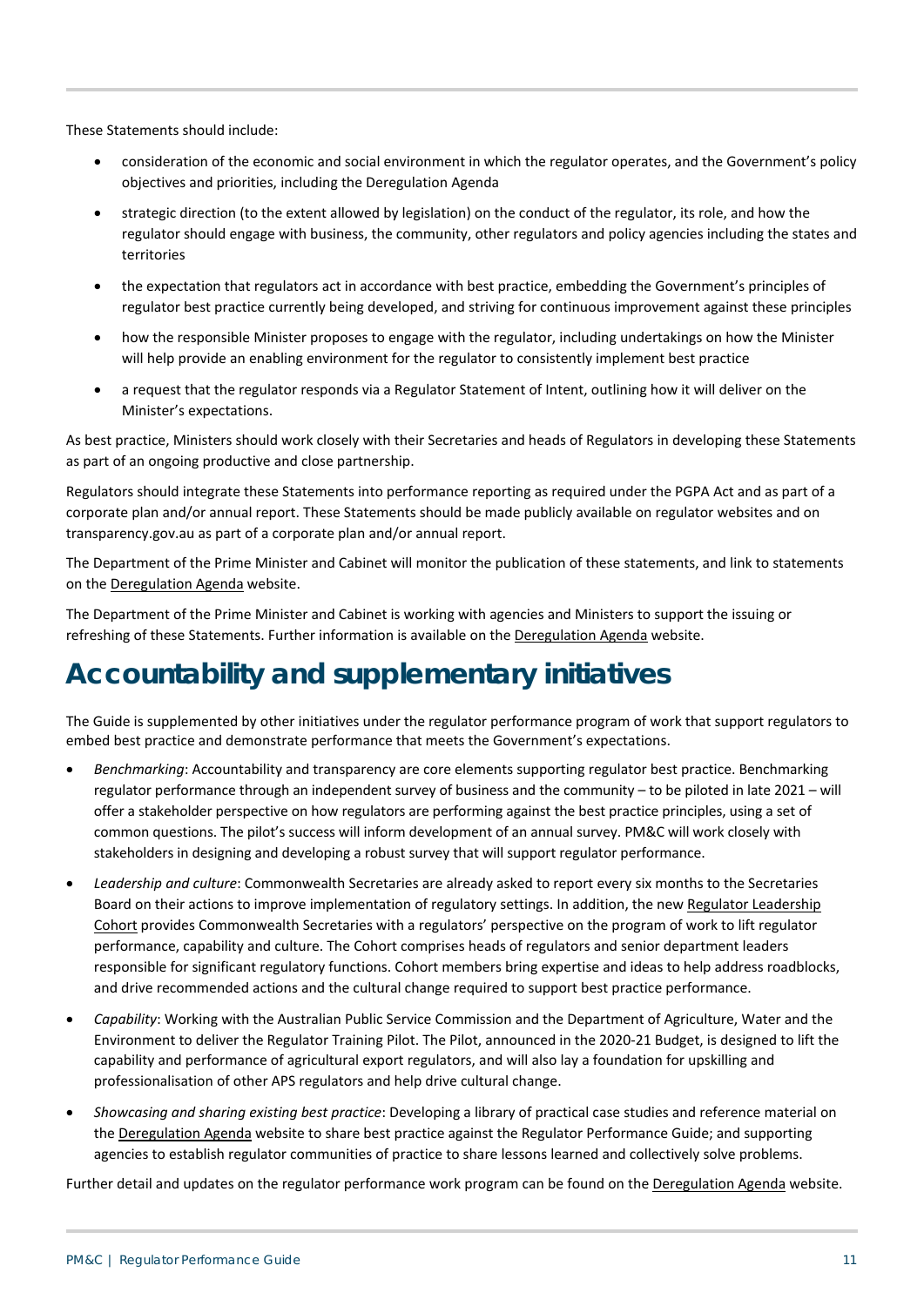These Statements should include:

- consideration of the economic and social environment in which the regulator operates, and the Government's policy objectives and priorities, including the Deregulation Agenda
- strategic direction (to the extent allowed by legislation) on the conduct of the regulator, its role, and how the regulator should engage with business, the community, other regulators and policy agencies including the states and territories
- the expectation that regulators act in accordance with best practice, embedding the Government's principles of regulator best practice currently being developed, and striving for continuous improvement against these principles
- how the responsible Minister proposes to engage with the regulator, including undertakings on how the Minister will help provide an enabling environment for the regulator to consistently implement best practice
- a request that the regulator responds via a Regulator Statement of Intent, outlining how it will deliver on the Minister's expectations.

As best practice, Ministers should work closely with their Secretaries and heads of Regulators in developing these Statements as part of an ongoing productive and close partnership.

Regulators should integrate these Statements into performance reporting as required under the PGPA Act and as part of a corporate plan and/or annual report. These Statements should be made publicly available on regulator websites and on transparency.gov.au as part of a corporate plan and/or annual report.

The Department of the Prime Minister and Cabinet will monitor the publication of these statements, and link to statements on the Deregulation Agenda website.

The Department of the Prime Minister and Cabinet is working with agencies and Ministers to support the issuing or refreshing of these Statements. Further information is available on the Deregulation Agenda website.

# Accountability and supplementary initiatives

The Guide is supplemented by other initiatives under the regulator performance program of work that support regulators to embed best practice and demonstrate performance that meets the Government's expectations.

- *Benchmarking*: Accountability and transparency are core elements supporting regulator best practice. Benchmarking regulator performance through an independent survey of business and the community – to be piloted in late 2021 – will offer a stakeholder perspective on how regulators are performing against the best practice principles, using a set of common questions. The pilot's success will inform development of an annual survey. PM&C will work closely with stakeholders in designing and developing a robust survey that will support regulator performance.
- *Leadership and culture*: Commonwealth Secretaries are already asked to report every six months to the Secretaries Board on their actions to improve implementation of regulatory settings. In addition, the new Regulator Leadership Cohort provides Commonwealth Secretaries with a regulators' perspective on the program of work to lift regulator performance, capability and culture. The Cohort comprises heads of regulators and senior department leaders responsible for significant regulatory functions. Cohort members bring expertise and ideas to help address roadblocks, and drive recommended actions and the cultural change required to support best practice performance.
- *Capability*: Working with the Australian Public Service Commission and the Department of Agriculture, Water and the Environment to deliver the Regulator Training Pilot. The Pilot, announced in the 2020-21 Budget, is designed to lift the capability and performance of agricultural export regulators, and will also lay a foundation for upskilling and professionalisation of other APS regulators and help drive cultural change.
- *Showcasing and sharing existing best practice*: Developing a library of practical case studies and reference material on the Deregulation Agenda website to share best practice against the Regulator Performance Guide; and supporting agencies to establish regulator communities of practice to share lessons learned and collectively solve problems.

Further detail and updates on the regulator performance work program can be found on the Deregulation Agenda website.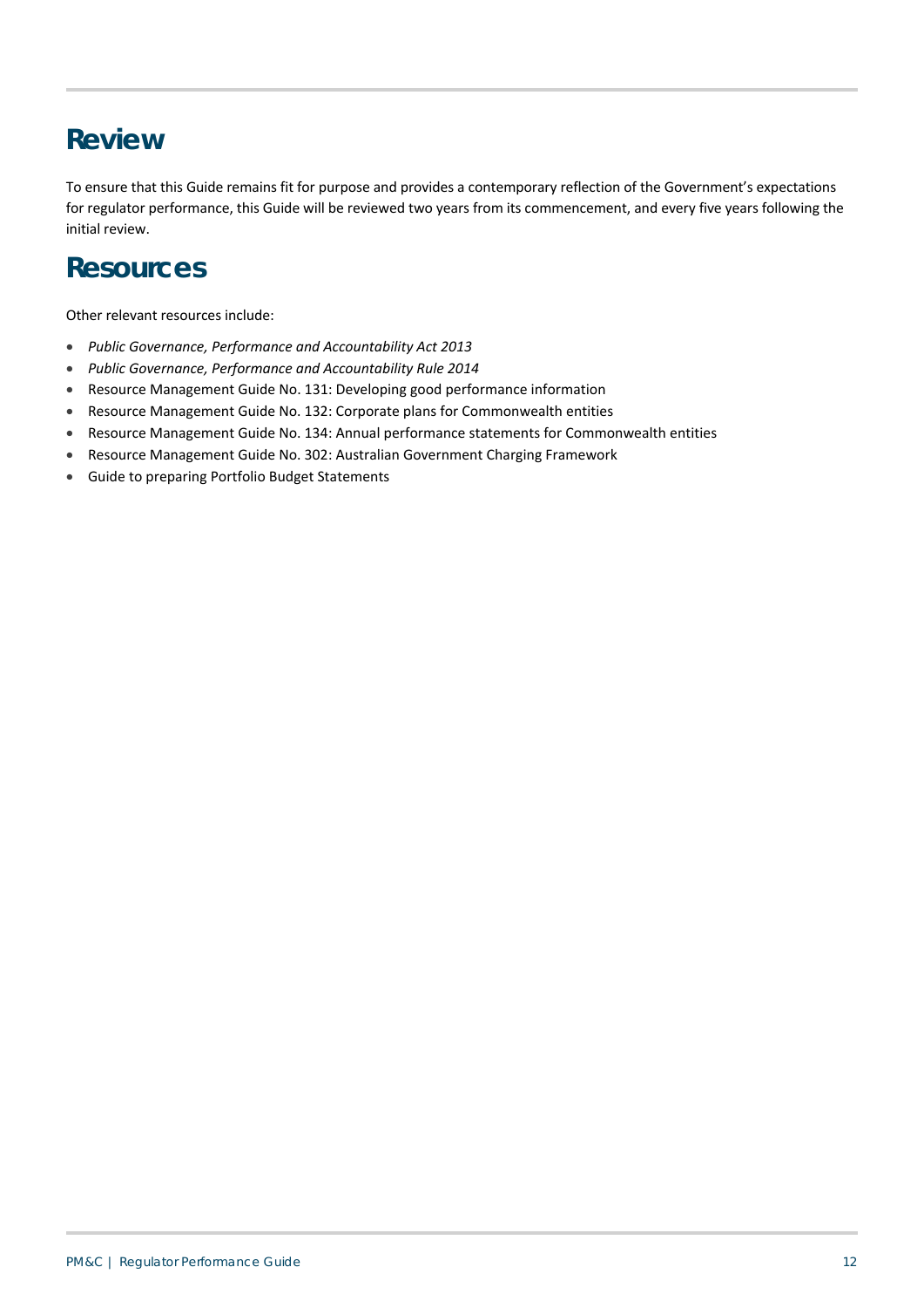# Review

To ensure that this Guide remains fit for purpose and provides a contemporary reflection of the Government's expectations for regulator performance, this Guide will be reviewed two years from its commencement, and every five years following the initial review.

# Resources

Other relevant resources include:

- *Public Governance, Performance and Accountability Act 2013*
- *Public Governance, Performance and Accountability Rule 2014*
- Resource Management Guide No. 131: Developing good performance information
- Resource Management Guide No. 132: Corporate plans for Commonwealth entities
- Resource Management Guide No. 134: Annual performance statements for Commonwealth entities
- Resource Management Guide No. 302: Australian Government Charging Framework
- Guide to preparing Portfolio Budget Statements